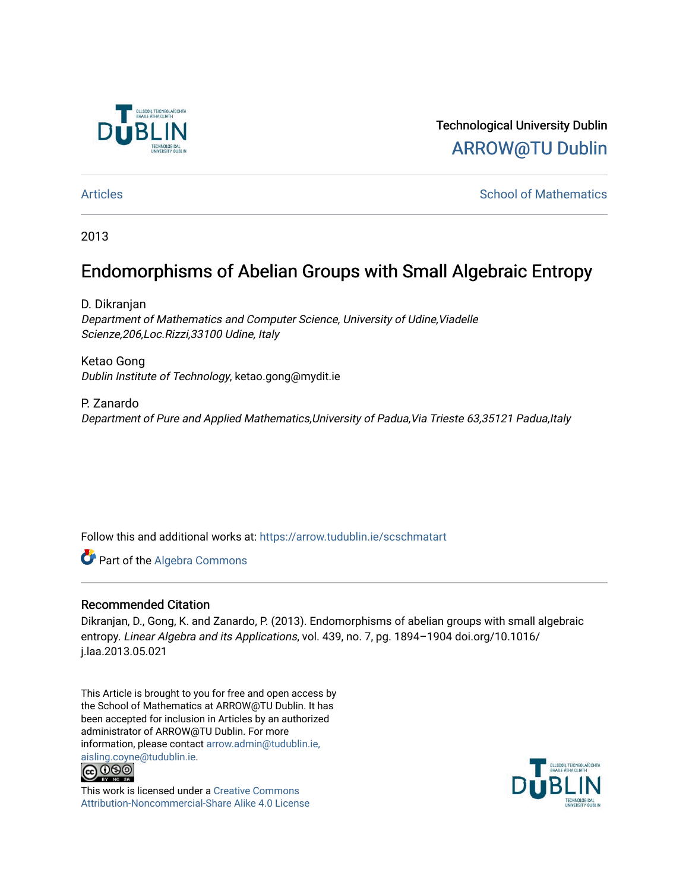Technological University Dublin

ARROW@TU Dublin

Articles

School of Mathematics

2013

# Endomorphisms of Abelian Groups with Small Algebraic Entropy

D. Dikranjan

*Department of Mathematics and Computer Science, University of Udine,Viadelle Scienze,206,Loc.Rizzi,33100 Udine, Italy*

Ketao Gong

*Dublin Institute of Technology*, ketao.gong@mydit.ie

P. Zanardo

*Department of Pure and Applied Mathematics,University of Padua,Via Trieste 63,35121 Padua,Italy*

Follow this and additional works at: https://arrow.tudublin.ie/scschmatart

Part of the Algebra Commons

## Recommended Citation

Dikranjan, D., Gong, K. and Zanardo, P. (2013). Endomorphisms of abelian groups with small algebraic entropy. *Linear Algebra and its Applications*, vol. 439, no. 7, pg. 1894–1904 doi.org/10.1016/j.laa.2013.05.021

This Article is brought to you for free and open access by the School of Mathematics at ARROW@TU Dublin. It has been accepted for inclusion in Articles by an authorized administrator of ARROW@TU Dublin. For more information, please contact arrow.admin@tudublin.ie, aisling.coyne@tudublin.ie.

This work is licensed under a Creative Commons Attribution-Noncommercial-Share Alike 4.0 License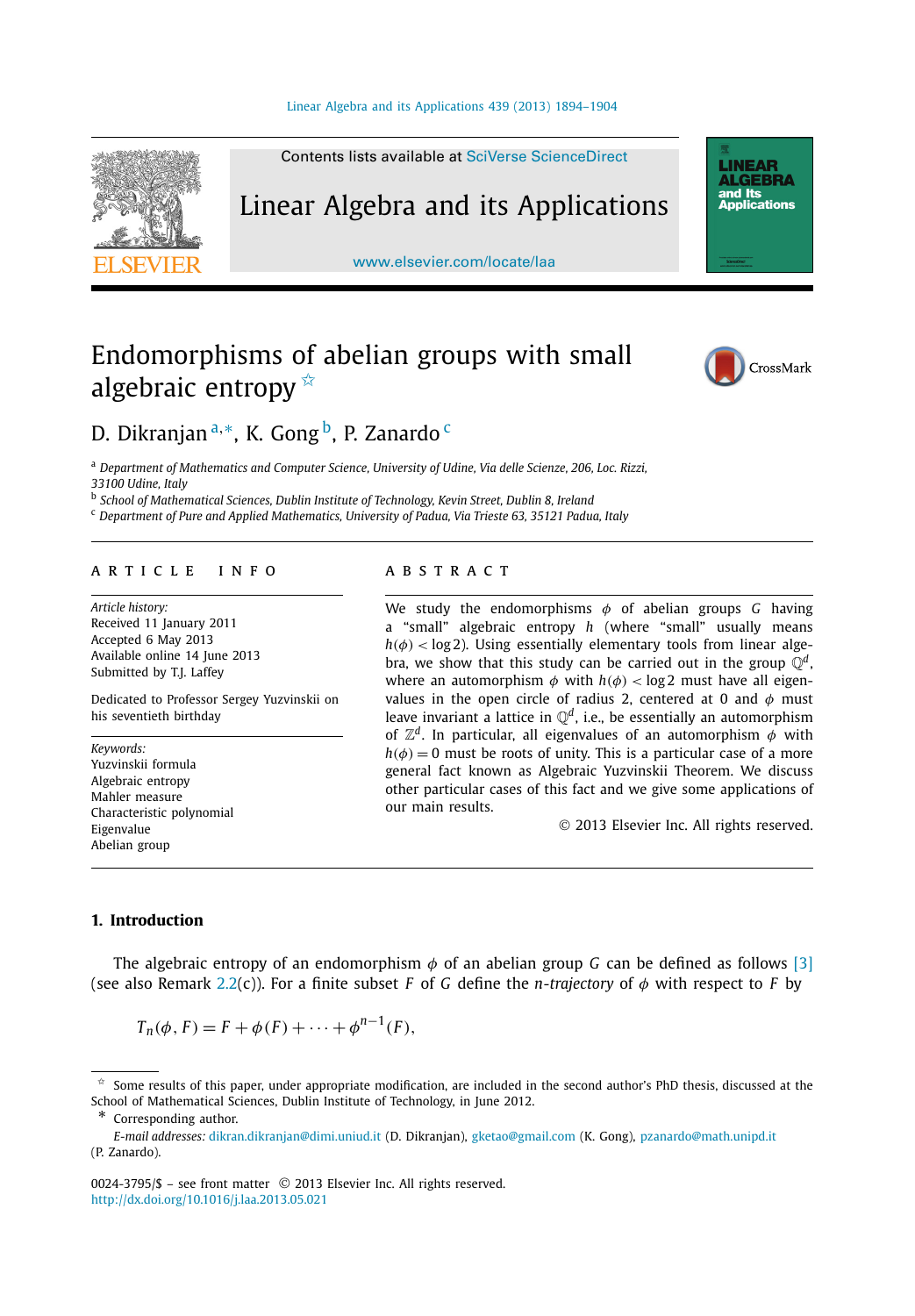# Endomorphisms of abelian groups with small algebraic entropy ☆

D. Dikranjan [a,*], K. Gong [b], P. Zanardo [c]

[a] *Department of Mathematics and Computer Science, University of Udine, Via delle Scienze, 206, Loc. Rizzi, 33100 Udine, Italy*

[b] *School of Mathematical Sciences, Dublin Institute of Technology, Kevin Street, Dublin 8, Ireland*

[c] *Department of Pure and Applied Mathematics, University of Padua, Via Trieste 63, 35121 Padua, Italy*

## ARTICLE INFO

*Article history:*
Received 11 January 2011
Accepted 6 May 2013
Available online 14 June 2013
Submitted by T.J. Laffey

Dedicated to Professor Sergey Yuzvinskii on his seventieth birthday

*Keywords:*
Yuzvinskii formula
Algebraic entropy
Mahler measure
Characteristic polynomial
Eigenvalue
Abelian group

## ABSTRACT

We study the endomorphisms $\phi$ of abelian groups $G$ having a "small" algebraic entropy $h$ (where "small" usually means $h(\phi) < \log 2$). Using essentially elementary tools from linear algebra, we show that this study can be carried out in the group $\mathbb{Q}^d$, where an automorphism $\phi$ with $h(\phi) < \log 2$ must have all eigenvalues in the open circle of radius 2, centered at 0 and $\phi$ must leave invariant a lattice in $\mathbb{Q}^d$, i.e., be essentially an automorphism of $\mathbb{Z}^d$. In particular, all eigenvalues of an automorphism $\phi$ with $h(\phi) = 0$ must be roots of unity. This is a particular case of a more general fact known as Algebraic Yuzvinskii Theorem. We discuss other particular cases of this fact and we give some applications of our main results.

© 2013 Elsevier Inc. All rights reserved.

## 1. Introduction

The algebraic entropy of an endomorphism $\phi$ of an abelian group $G$ can be defined as follows [3] (see also Remark 2.2(c)). For a finite subset $F$ of $G$ define the *n-trajectory* of $\phi$ with respect to $F$ by

$$T_n(\phi, F) = F + \phi(F) + \cdots + \phi^{n-1}(F),$$

☆ Some results of this paper, under appropriate modification, are included in the second author's PhD thesis, discussed at the School of Mathematical Sciences, Dublin Institute of Technology, in June 2012.

\* Corresponding author.

*E-mail addresses:* dikran.dikranjan@dimi.uniud.it (D. Dikranjan), gketao@gmail.com (K. Gong), pzanardo@math.unipd.it (P. Zanardo).

0024-3795/$ – see front matter © 2013 Elsevier Inc. All rights reserved.
http://dx.doi.org/10.1016/j.laa.2013.05.021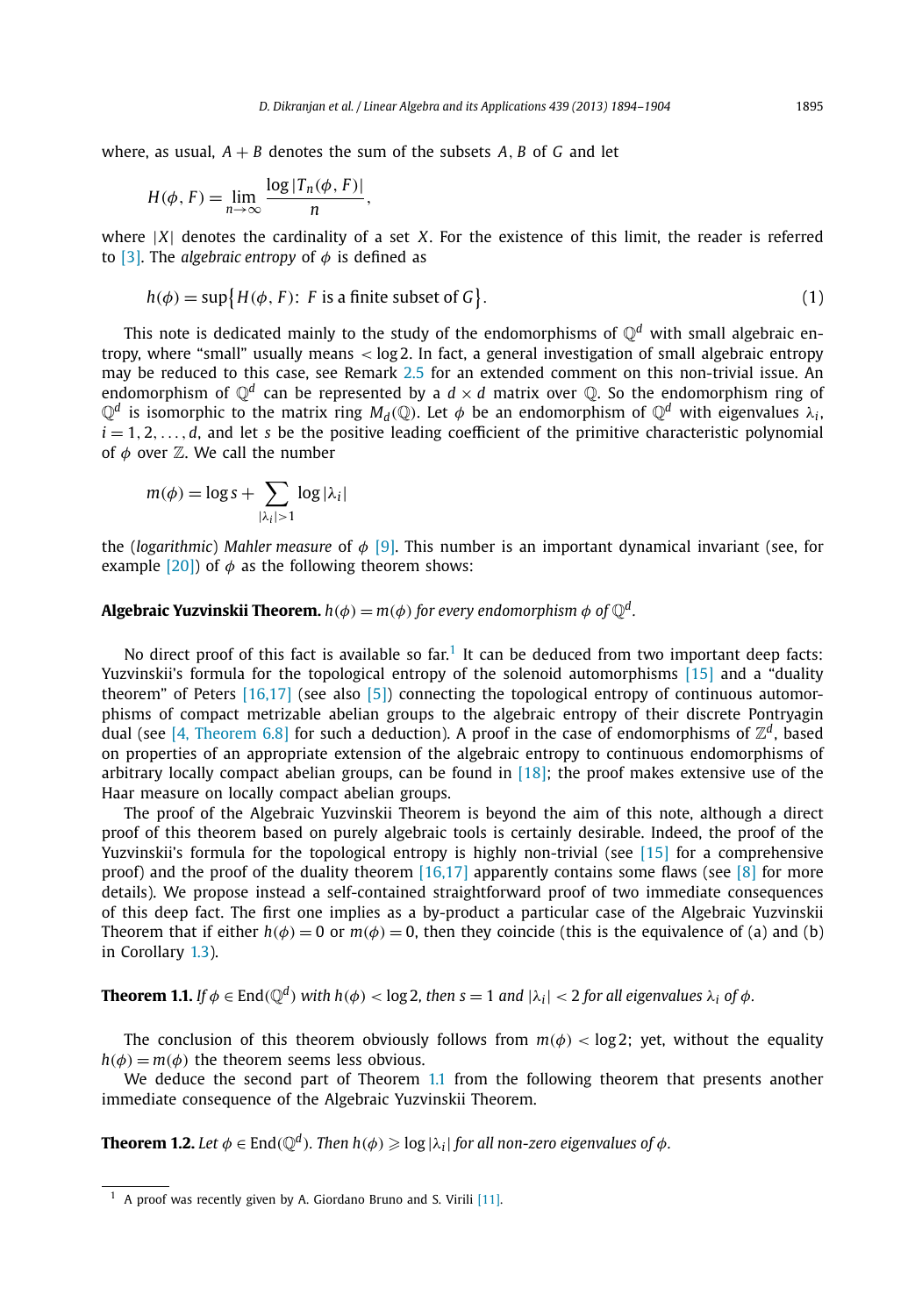where, as usual, $A + B$ denotes the sum of the subsets $A, B$ of $G$ and let

$$H(\phi, F) = \lim_{n\to\infty} \frac{\log |T_n(\phi, F)|}{n},$$

where $|X|$ denotes the cardinality of a set $X$. For the existence of this limit, the reader is referred to [3]. The *algebraic entropy* of $\phi$ is defined as

$$h(\phi) = \sup\{H(\phi, F)\colon\ F \text{ is a finite subset of } G\}. \tag{1}$$

This note is dedicated mainly to the study of the endomorphisms of $\mathbb{Q}^d$ with small algebraic entropy, where "small" usually means $< \log 2$. In fact, a general investigation of small algebraic entropy may be reduced to this case, see Remark 2.5 for an extended comment on this non-trivial issue. An endomorphism of $\mathbb{Q}^d$ can be represented by a $d \times d$ matrix over $\mathbb{Q}$. So the endomorphism ring of $\mathbb{Q}^d$ is isomorphic to the matrix ring $M_d(\mathbb{Q})$. Let $\phi$ be an endomorphism of $\mathbb{Q}^d$ with eigenvalues $\lambda_i$, $i = 1, 2, \ldots, d$, and let $s$ be the positive leading coefficient of the primitive characteristic polynomial of $\phi$ over $\mathbb{Z}$. We call the number

$$m(\phi) = \log s + \sum_{|\lambda_i|>1} \log |\lambda_i|$$

the (*logarithmic*) *Mahler measure* of $\phi$ [9]. This number is an important dynamical invariant (see, for example [20]) of $\phi$ as the following theorem shows:

**Algebraic Yuzvinskii Theorem.** *$h(\phi) = m(\phi)$ for every endomorphism $\phi$ of $\mathbb{Q}^d$.*

No direct proof of this fact is available so far.[1] It can be deduced from two important deep facts: Yuzvinskii's formula for the topological entropy of the solenoid automorphisms [15] and a "duality theorem" of Peters [16,17] (see also [5]) connecting the topological entropy of continuous automorphisms of compact metrizable abelian groups to the algebraic entropy of their discrete Pontryagin dual (see [4, Theorem 6.8] for such a deduction). A proof in the case of endomorphisms of $\mathbb{Z}^d$, based on properties of an appropriate extension of the algebraic entropy to continuous endomorphisms of arbitrary locally compact abelian groups, can be found in [18]; the proof makes extensive use of the Haar measure on locally compact abelian groups.

The proof of the Algebraic Yuzvinskii Theorem is beyond the aim of this note, although a direct proof of this theorem based on purely algebraic tools is certainly desirable. Indeed, the proof of the Yuzvinskii's formula for the topological entropy is highly non-trivial (see [15] for a comprehensive proof) and the proof of the duality theorem [16,17] apparently contains some flaws (see [8] for more details). We propose instead a self-contained straightforward proof of two immediate consequences of this deep fact. The first one implies as a by-product a particular case of the Algebraic Yuzvinskii Theorem that if either $h(\phi) = 0$ or $m(\phi) = 0$, then they coincide (this is the equivalence of (a) and (b) in Corollary 1.3).

**Theorem 1.1.** *If $\phi \in \mathrm{End}(\mathbb{Q}^d)$ with $h(\phi) < \log 2$, then $s = 1$ and $|\lambda_i| < 2$ for all eigenvalues $\lambda_i$ of $\phi$.*

The conclusion of this theorem obviously follows from $m(\phi) < \log 2$; yet, without the equality $h(\phi) = m(\phi)$ the theorem seems less obvious.

We deduce the second part of Theorem 1.1 from the following theorem that presents another immediate consequence of the Algebraic Yuzvinskii Theorem.

**Theorem 1.2.** *Let $\phi \in \mathrm{End}(\mathbb{Q}^d)$. Then $h(\phi) \geqslant \log |\lambda_i|$ for all non-zero eigenvalues of $\phi$.*

[1] A proof was recently given by A. Giordano Bruno and S. Virili [11].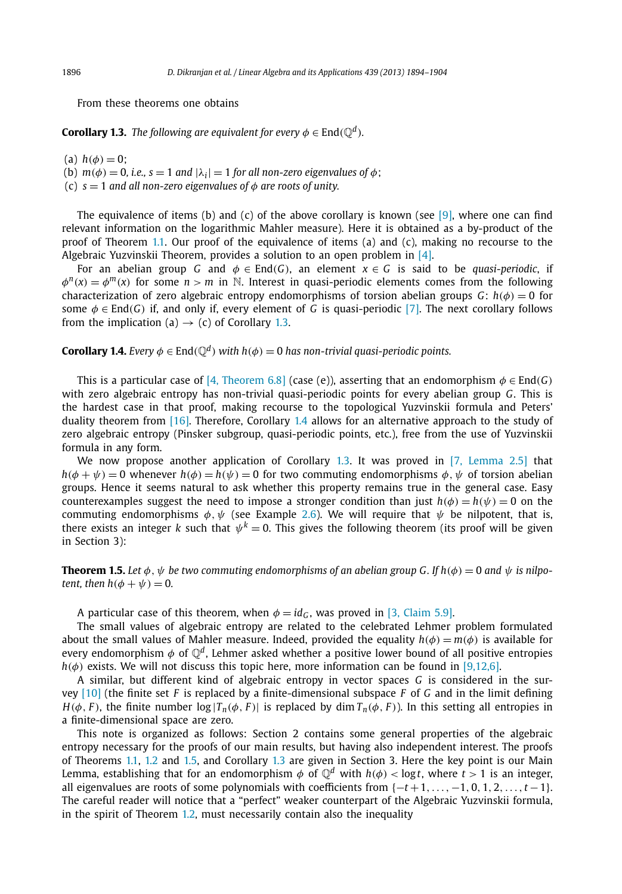From these theorems one obtains

**Corollary 1.3.** *The following are equivalent for every $\phi \in \mathrm{End}(\mathbb{Q}^d)$.*

(a) $h(\phi) = 0$;
(b) $m(\phi) = 0$, *i.e.,* $s = 1$ *and* $|\lambda_i| = 1$ *for all non-zero eigenvalues of* $\phi$;
(c) $s = 1$ *and all non-zero eigenvalues of* $\phi$ *are roots of unity.*

The equivalence of items (b) and (c) of the above corollary is known (see [9], where one can find relevant information on the logarithmic Mahler measure). Here it is obtained as a by-product of the proof of Theorem 1.1. Our proof of the equivalence of items (a) and (c), making no recourse to the Algebraic Yuzvinskii Theorem, provides a solution to an open problem in [4].

For an abelian group $G$ and $\phi \in \mathrm{End}(G)$, an element $x \in G$ is said to be *quasi-periodic*, if $\phi^n(x) = \phi^m(x)$ for some $n > m$ in $\mathbb{N}$. Interest in quasi-periodic elements comes from the following characterization of zero algebraic entropy endomorphisms of torsion abelian groups $G$: $h(\phi) = 0$ for some $\phi \in \mathrm{End}(G)$ if, and only if, every element of $G$ is quasi-periodic [7]. The next corollary follows from the implication (a) → (c) of Corollary 1.3.

**Corollary 1.4.** *Every* $\phi \in \mathrm{End}(\mathbb{Q}^d)$ *with* $h(\phi) = 0$ *has non-trivial quasi-periodic points.*

This is a particular case of [4, Theorem 6.8] (case (e)), asserting that an endomorphism $\phi \in \mathrm{End}(G)$ with zero algebraic entropy has non-trivial quasi-periodic points for every abelian group $G$. This is the hardest case in that proof, making recourse to the topological Yuzvinskii formula and Peters' duality theorem from [16]. Therefore, Corollary 1.4 allows for an alternative approach to the study of zero algebraic entropy (Pinsker subgroup, quasi-periodic points, etc.), free from the use of Yuzvinskii formula in any form.

We now propose another application of Corollary 1.3. It was proved in [7, Lemma 2.5] that $h(\phi + \psi) = 0$ whenever $h(\phi) = h(\psi) = 0$ for two commuting endomorphisms $\phi, \psi$ of torsion abelian groups. Hence it seems natural to ask whether this property remains true in the general case. Easy counterexamples suggest the need to impose a stronger condition than just $h(\phi) = h(\psi) = 0$ on the commuting endomorphisms $\phi, \psi$ (see Example 2.6). We will require that $\psi$ be nilpotent, that is, there exists an integer $k$ such that $\psi^k = 0$. This gives the following theorem (its proof will be given in Section 3):

**Theorem 1.5.** *Let* $\phi, \psi$ *be two commuting endomorphisms of an abelian group* $G$. *If* $h(\phi) = 0$ *and* $\psi$ *is nilpotent, then* $h(\phi + \psi) = 0$.

A particular case of this theorem, when $\phi = id_G$, was proved in [3, Claim 5.9].

The small values of algebraic entropy are related to the celebrated Lehmer problem formulated about the small values of Mahler measure. Indeed, provided the equality $h(\phi) = m(\phi)$ is available for every endomorphism $\phi$ of $\mathbb{Q}^d$, Lehmer asked whether a positive lower bound of all positive entropies $h(\phi)$ exists. We will not discuss this topic here, more information can be found in [9,12,6].

A similar, but different kind of algebraic entropy in vector spaces $G$ is considered in the survey [10] (the finite set $F$ is replaced by a finite-dimensional subspace $F$ of $G$ and in the limit defining $H(\phi, F)$, the finite number $\log|T_n(\phi, F)|$ is replaced by $\dim T_n(\phi, F)$). In this setting all entropies in a finite-dimensional space are zero.

This note is organized as follows: Section 2 contains some general properties of the algebraic entropy necessary for the proofs of our main results, but having also independent interest. The proofs of Theorems 1.1, 1.2 and 1.5, and Corollary 1.3 are given in Section 3. Here the key point is our Main Lemma, establishing that for an endomorphism $\phi$ of $\mathbb{Q}^d$ with $h(\phi) < \log t$, where $t > 1$ is an integer, all eigenvalues are roots of some polynomials with coefficients from $\{-t+1, \dots, -1, 0, 1, 2, \dots, t-1\}$. The careful reader will notice that a "perfect" weaker counterpart of the Algebraic Yuzvinskii formula, in the spirit of Theorem 1.2, must necessarily contain also the inequality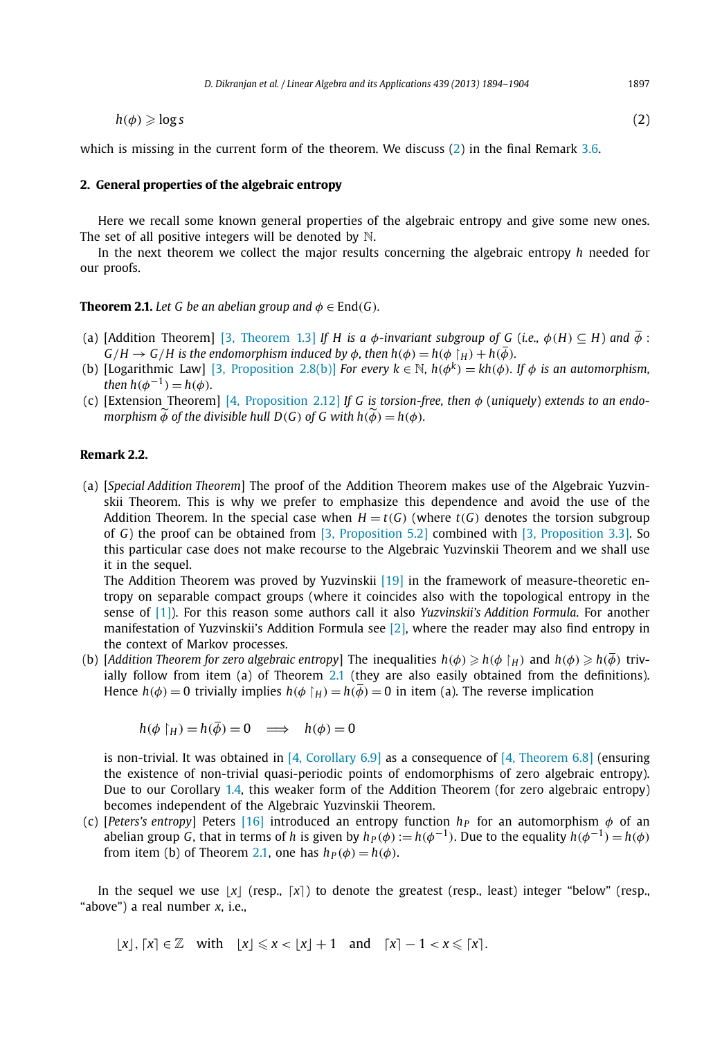$$h(\phi) \geqslant \log s \tag{2}$$

which is missing in the current form of the theorem. We discuss (2) in the final Remark 3.6.

## 2. General properties of the algebraic entropy

Here we recall some known general properties of the algebraic entropy and give some new ones. The set of all positive integers will be denoted by $\mathbb{N}$.

In the next theorem we collect the major results concerning the algebraic entropy $h$ needed for our proofs.

**Theorem 2.1.** *Let $G$ be an abelian group and $\phi \in \mathrm{End}(G)$.*

- (a) [Addition Theorem] [3, Theorem 1.3] *If $H$ is a $\phi$-invariant subgroup of $G$ (i.e., $\phi(H) \subseteq H$) and $\overline{\phi}: G/H \to G/H$ is the endomorphism induced by $\phi$, then $h(\phi) = h(\phi\restriction_H) + h(\overline{\phi})$.*
- (b) [Logarithmic Law] [3, Proposition 2.8(b)] *For every $k \in \mathbb{N}$, $h(\phi^k) = kh(\phi)$. If $\phi$ is an automorphism, then $h(\phi^{-1}) = h(\phi)$.*
- (c) [Extension Theorem] [4, Proposition 2.12] *If $G$ is torsion-free, then $\phi$ (uniquely) extends to an endomorphism $\widetilde{\phi}$ of the divisible hull $D(G)$ of $G$ with $h(\widetilde{\phi}) = h(\phi)$.*

**Remark 2.2.**

- (a) [*Special Addition Theorem*] The proof of the Addition Theorem makes use of the Algebraic Yuzvinskii Theorem. This is why we prefer to emphasize this dependence and avoid the use of the Addition Theorem. In the special case when $H = t(G)$ (where $t(G)$ denotes the torsion subgroup of $G$) the proof can be obtained from [3, Proposition 5.2] combined with [3, Proposition 3.3]. So this particular case does not make recourse to the Algebraic Yuzvinskii Theorem and we shall use it in the sequel.
  The Addition Theorem was proved by Yuzvinskii [19] in the framework of measure-theoretic entropy on separable compact groups (where it coincides also with the topological entropy in the sense of [1]). For this reason some authors call it also *Yuzvinskii's Addition Formula*. For another manifestation of Yuzvinskii's Addition Formula see [2], where the reader may also find entropy in the context of Markov processes.
- (b) [*Addition Theorem for zero algebraic entropy*] The inequalities $h(\phi) \geqslant h(\phi\restriction_H)$ and $h(\phi) \geqslant h(\overline{\phi})$ trivially follow from item (a) of Theorem 2.1 (they are also easily obtained from the definitions). Hence $h(\phi) = 0$ trivially implies $h(\phi\restriction_H) = h(\overline{\phi}) = 0$ in item (a). The reverse implication
  $$h(\phi\restriction_H) = h(\overline{\phi}) = 0 \quad \Longrightarrow \quad h(\phi) = 0$$
  is non-trivial. It was obtained in [4, Corollary 6.9] as a consequence of [4, Theorem 6.8] (ensuring the existence of non-trivial quasi-periodic points of endomorphisms of zero algebraic entropy). Due to our Corollary 1.4, this weaker form of the Addition Theorem (for zero algebraic entropy) becomes independent of the Algebraic Yuzvinskii Theorem.
- (c) [*Peters's entropy*] Peters [16] introduced an entropy function $h_P$ for an automorphism $\phi$ of an abelian group $G$, that in terms of $h$ is given by $h_P(\phi) := h(\phi^{-1})$. Due to the equality $h(\phi^{-1}) = h(\phi)$ from item (b) of Theorem 2.1, one has $h_P(\phi) = h(\phi)$.

In the sequel we use $\lfloor x \rfloor$ (resp., $\lceil x \rceil$) to denote the greatest (resp., least) integer "below" (resp., "above") a real number $x$, i.e.,

$$\lfloor x \rfloor, \lceil x \rceil \in \mathbb{Z} \quad \text{with} \quad \lfloor x \rfloor \leqslant x < \lfloor x \rfloor + 1 \quad \text{and} \quad \lceil x \rceil - 1 < x \leqslant \lceil x \rceil.$$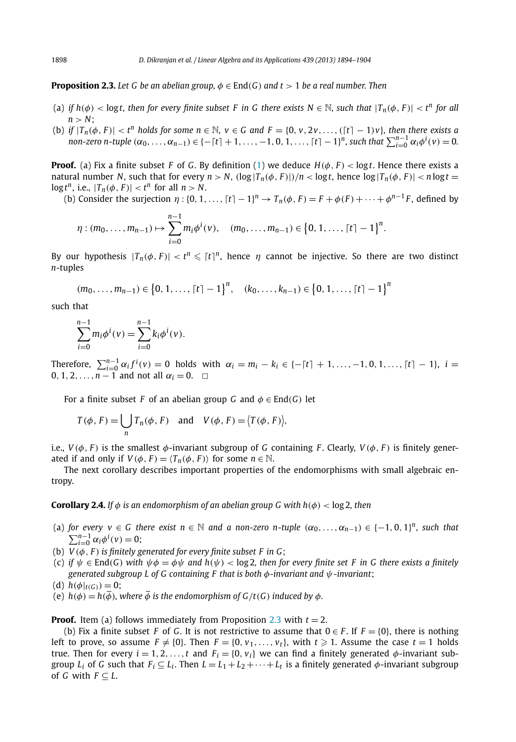**Proposition 2.3.** *Let $G$ be an abelian group, $\phi \in \mathrm{End}(G)$ and $t > 1$ be a real number. Then*

(a) *if $h(\phi) < \log t$, then for every finite subset $F$ in $G$ there exists $N \in \mathbb{N}$, such that $|T_n(\phi, F)| < t^n$ for all $n > N$;*
(b) *if $|T_n(\phi, F)| < t^n$ holds for some $n \in \mathbb{N}$, $v \in G$ and $F = \{0, v, 2v, \ldots, (\lceil t \rceil - 1)v\}$, then there exists a non-zero $n$-tuple $(\alpha_0, \ldots, \alpha_{n-1}) \in \{-\lceil t \rceil + 1, \ldots, -1, 0, 1, \ldots, \lceil t \rceil - 1\}^n$, such that $\sum_{i=0}^{n-1} \alpha_i \phi^i(v) = 0$.*

**Proof.** (a) Fix a finite subset $F$ of $G$. By definition (1) we deduce $H(\phi, F) < \log t$. Hence there exists a natural number $N$, such that for every $n > N$, $(\log |T_n(\phi, F)|)/n < \log t$, hence $\log |T_n(\phi, F)| < n \log t = \log t^n$, i.e., $|T_n(\phi, F)| < t^n$ for all $n > N$.

(b) Consider the surjection $\eta : \{0, 1, \ldots, \lceil t \rceil - 1\}^n \to T_n(\phi, F) = F + \phi(F) + \cdots + \phi^{n-1}F$, defined by

$$\eta : (m_0, \ldots, m_{n-1}) \mapsto \sum_{i=0}^{n-1} m_i \phi^i(v), \quad (m_0, \ldots, m_{n-1}) \in \{0, 1, \ldots, \lceil t \rceil - 1\}^n.$$

By our hypothesis $|T_n(\phi, F)| < t^n \leqslant \lceil t \rceil^n$, hence $\eta$ cannot be injective. So there are two distinct $n$-tuples

$$(m_0, \ldots, m_{n-1}) \in \{0, 1, \ldots, \lceil t \rceil - 1\}^n, \quad (k_0, \ldots, k_{n-1}) \in \{0, 1, \ldots, \lceil t \rceil - 1\}^n$$

such that

$$\sum_{i=0}^{n-1} m_i \phi^i(v) = \sum_{i=0}^{n-1} k_i \phi^i(v).$$

Therefore, $\sum_{i=0}^{n-1} \alpha_i f^i(v) = 0$ holds with $\alpha_i = m_i - k_i \in \{-\lceil t \rceil + 1, \ldots, -1, 0, 1, \ldots, \lceil t \rceil - 1\}$, $i = 0, 1, 2, \ldots, n-1$ and not all $\alpha_i = 0$. $\square$

For a finite subset $F$ of an abelian group $G$ and $\phi \in \mathrm{End}(G)$ let

$$T(\phi, F) = \bigcup_n T_n(\phi, F) \quad \text{and} \quad V(\phi, F) = \langle T(\phi, F) \rangle,$$

i.e., $V(\phi, F)$ is the smallest $\phi$-invariant subgroup of $G$ containing $F$. Clearly, $V(\phi, F)$ is finitely generated if and only if $V(\phi, F) = \langle T_n(\phi, F) \rangle$ for some $n \in \mathbb{N}$.

The next corollary describes important properties of the endomorphisms with small algebraic entropy.

**Corollary 2.4.** *If $\phi$ is an endomorphism of an abelian group $G$ with $h(\phi) < \log 2$, then*

(a) *for every $v \in G$ there exist $n \in \mathbb{N}$ and a non-zero $n$-tuple $(\alpha_0, \ldots, \alpha_{n-1}) \in \{-1, 0, 1\}^n$, such that $\sum_{i=0}^{n-1} \alpha_i \phi^i(v) = 0$;*
(b) *$V(\phi, F)$ is finitely generated for every finite subset $F$ in $G$;*
(c) *if $\psi \in \mathrm{End}(G)$ with $\psi\phi = \phi\psi$ and $h(\psi) < \log 2$, then for every finite set $F$ in $G$ there exists a finitely generated subgroup $L$ of $G$ containing $F$ that is both $\phi$-invariant and $\psi$-invariant;*
(d) *$h(\phi\restriction_{t(G)}) = 0$;*
(e) *$h(\phi) = h(\overline{\phi})$, where $\overline{\phi}$ is the endomorphism of $G/t(G)$ induced by $\phi$.*

**Proof.** Item (a) follows immediately from Proposition 2.3 with $t = 2$.

(b) Fix a finite subset $F$ of $G$. It is not restrictive to assume that $0 \in F$. If $F = \{0\}$, there is nothing left to prove, so assume $F \neq \{0\}$. Then $F = \{0, v_1, \ldots, v_t\}$, with $t \geqslant 1$. Assume the case $t = 1$ holds true. Then for every $i = 1, 2, \ldots, t$ and $F_i = \{0, v_i\}$ we can find a finitely generated $\phi$-invariant subgroup $L_i$ of $G$ such that $F_i \subseteq L_i$. Then $L = L_1 + L_2 + \cdots + L_t$ is a finitely generated $\phi$-invariant subgroup of $G$ with $F \subseteq L$.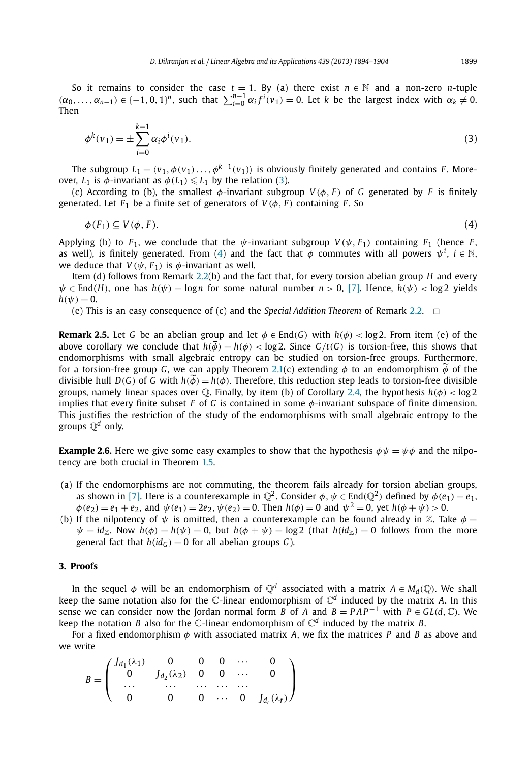So it remains to consider the case $t = 1$. By (a) there exist $n \in \mathbb{N}$ and a non-zero $n$-tuple $(\alpha_0, \dots, \alpha_{n-1}) \in \{-1, 0, 1\}^n$, such that $\sum_{i=0}^{n-1} \alpha_i f^i(v_1) = 0$. Let $k$ be the largest index with $\alpha_k \neq 0$. Then

$$\phi^k(v_1) = \pm \sum_{i=0}^{k-1} \alpha_i \phi^i(v_1). \tag{3}$$

The subgroup $L_1 = \langle v_1, \phi(v_1) \dots, \phi^{k-1}(v_1) \rangle$ is obviously finitely generated and contains $F$. Moreover, $L_1$ is $\phi$-invariant as $\phi(L_1) \leqslant L_1$ by the relation (3).

(c) According to (b), the smallest $\phi$-invariant subgroup $V(\phi, F)$ of $G$ generated by $F$ is finitely generated. Let $F_1$ be a finite set of generators of $V(\phi, F)$ containing $F$. So

$$\phi(F_1) \subseteq V(\phi, F). \tag{4}$$

Applying (b) to $F_1$, we conclude that the $\psi$-invariant subgroup $V(\psi, F_1)$ containing $F_1$ (hence $F$, as well), is finitely generated. From (4) and the fact that $\phi$ commutes with all powers $\psi^i$, $i \in \mathbb{N}$, we deduce that $V(\psi, F_1)$ is $\phi$-invariant as well.

Item (d) follows from Remark 2.2(b) and the fact that, for every torsion abelian group $H$ and every $\psi \in \mathrm{End}(H)$, one has $h(\psi) = \log n$ for some natural number $n > 0$, [7]. Hence, $h(\psi) < \log 2$ yields $h(\psi) = 0$.

(e) This is an easy consequence of (c) and the *Special Addition Theorem* of Remark 2.2. $\square$

**Remark 2.5.** Let $G$ be an abelian group and let $\phi \in \mathrm{End}(G)$ with $h(\phi) < \log 2$. From item (e) of the above corollary we conclude that $h(\overline{\phi}) = h(\phi) < \log 2$. Since $G/t(G)$ is torsion-free, this shows that endomorphisms with small algebraic entropy can be studied on torsion-free groups. Furthermore, for a torsion-free group $G$, we can apply Theorem 2.1(c) extending $\phi$ to an endomorphism $\widetilde{\phi}$ of the divisible hull $D(G)$ of $G$ with $h(\widetilde{\phi}) = h(\phi)$. Therefore, this reduction step leads to torsion-free divisible groups, namely linear spaces over $\mathbb{Q}$. Finally, by item (b) of Corollary 2.4, the hypothesis $h(\phi) < \log 2$ implies that every finite subset $F$ of $G$ is contained in some $\phi$-invariant subspace of finite dimension. This justifies the restriction of the study of the endomorphisms with small algebraic entropy to the groups $\mathbb{Q}^d$ only.

**Example 2.6.** Here we give some easy examples to show that the hypothesis $\phi\psi = \psi\phi$ and the nilpotency are both crucial in Theorem 1.5.

(a) If the endomorphisms are not commuting, the theorem fails already for torsion abelian groups, as shown in [7]. Here is a counterexample in $\mathbb{Q}^2$. Consider $\phi, \psi \in \mathrm{End}(\mathbb{Q}^2)$ defined by $\phi(e_1) = e_1$, $\phi(e_2) = e_1 + e_2$, and $\psi(e_1) = 2e_2$, $\psi(e_2) = 0$. Then $h(\phi) = 0$ and $\psi^2 = 0$, yet $h(\phi + \psi) > 0$.

(b) If the nilpotency of $\psi$ is omitted, then a counterexample can be found already in $\mathbb{Z}$. Take $\phi = \psi = id_{\mathbb{Z}}$. Now $h(\phi) = h(\psi) = 0$, but $h(\phi + \psi) = \log 2$ (that $h(id_{\mathbb{Z}}) = 0$ follows from the more general fact that $h(id_G) = 0$ for all abelian groups $G$).

## 3. Proofs

In the sequel $\phi$ will be an endomorphism of $\mathbb{Q}^d$ associated with a matrix $A \in M_d(\mathbb{Q})$. We shall keep the same notation also for the $\mathbb{C}$-linear endomorphism of $\mathbb{C}^d$ induced by the matrix $A$. In this sense we can consider now the Jordan normal form $B$ of $A$ and $B = PAP^{-1}$ with $P \in GL(d, \mathbb{C})$. We keep the notation $B$ also for the $\mathbb{C}$-linear endomorphism of $\mathbb{C}^d$ induced by the matrix $B$.

For a fixed endomorphism $\phi$ with associated matrix $A$, we fix the matrices $P$ and $B$ as above and we write

$$B = \begin{pmatrix} J_{d_1}(\lambda_1) & 0 & 0 & 0 & \cdots & 0 \\ 0 & J_{d_2}(\lambda_2) & 0 & 0 & \cdots & 0 \\ \cdots & \cdots & \cdots & \cdots & \cdots & \\ 0 & 0 & 0 & \cdots & 0 & J_{d_r}(\lambda_r) \end{pmatrix}$$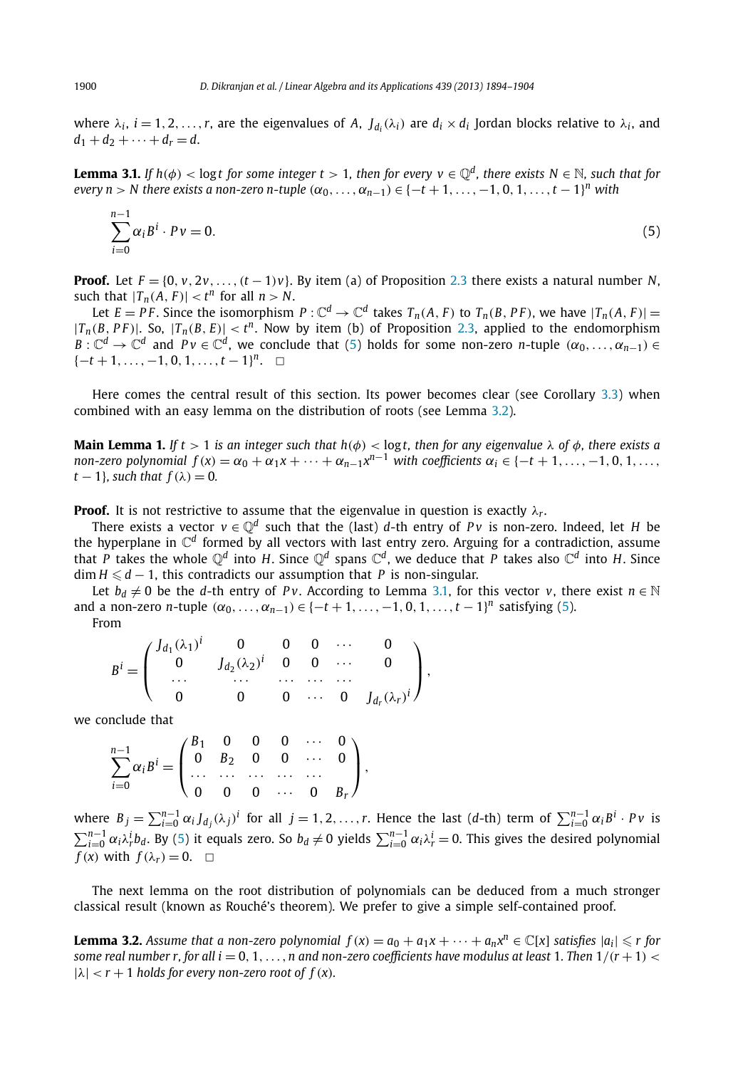where $\lambda_i$, $i = 1, 2, \ldots, r$, are the eigenvalues of $A$, $J_{d_i}(\lambda_i)$ are $d_i \times d_i$ Jordan blocks relative to $\lambda_i$, and $d_1 + d_2 + \cdots + d_r = d$.

**Lemma 3.1.** *If $h(\phi) < \log t$ for some integer $t > 1$, then for every $v \in \mathbb{Q}^d$, there exists $N \in \mathbb{N}$, such that for every $n > N$ there exists a non-zero $n$-tuple $(\alpha_0, \ldots, \alpha_{n-1}) \in \{-t+1, \ldots, -1, 0, 1, \ldots, t-1\}^n$ with*

$$\sum_{i=0}^{n-1} \alpha_i B^i \cdot Pv = 0. \tag{5}$$

**Proof.** Let $F = \{0, v, 2v, \ldots, (t-1)v\}$. By item (a) of Proposition 2.3 there exists a natural number $N$, such that $|T_n(A, F)| < t^n$ for all $n > N$.

Let $E = PF$. Since the isomorphism $P : \mathbb{C}^d \to \mathbb{C}^d$ takes $T_n(A, F)$ to $T_n(B, PF)$, we have $|T_n(A, F)| = |T_n(B, PF)|$. So, $|T_n(B, E)| < t^n$. Now by item (b) of Proposition 2.3, applied to the endomorphism $B : \mathbb{C}^d \to \mathbb{C}^d$ and $Pv \in \mathbb{C}^d$, we conclude that (5) holds for some non-zero $n$-tuple $(\alpha_0, \ldots, \alpha_{n-1}) \in \{-t+1, \ldots, -1, 0, 1, \ldots, t-1\}^n$. □

Here comes the central result of this section. Its power becomes clear (see Corollary 3.3) when combined with an easy lemma on the distribution of roots (see Lemma 3.2).

**Main Lemma 1.** *If $t > 1$ is an integer such that $h(\phi) < \log t$, then for any eigenvalue $\lambda$ of $\phi$, there exists a non-zero polynomial $f(x) = \alpha_0 + \alpha_1 x + \cdots + \alpha_{n-1}x^{n-1}$ with coefficients $\alpha_i \in \{-t+1, \ldots, -1, 0, 1, \ldots, t-1\}$, such that $f(\lambda) = 0$.*

**Proof.** It is not restrictive to assume that the eigenvalue in question is exactly $\lambda_r$.

There exists a vector $v \in \mathbb{Q}^d$ such that the (last) $d$-th entry of $Pv$ is non-zero. Indeed, let $H$ be the hyperplane in $\mathbb{C}^d$ formed by all vectors with last entry zero. Arguing for a contradiction, assume that $P$ takes the whole $\mathbb{Q}^d$ into $H$. Since $\mathbb{Q}^d$ spans $\mathbb{C}^d$, we deduce that $P$ takes also $\mathbb{C}^d$ into $H$. Since $\dim H \leqslant d - 1$, this contradicts our assumption that $P$ is non-singular.

Let $b_d \neq 0$ be the $d$-th entry of $Pv$. According to Lemma 3.1, for this vector $v$, there exist $n \in \mathbb{N}$ and a non-zero $n$-tuple $(\alpha_0, \ldots, \alpha_{n-1}) \in \{-t+1, \ldots, -1, 0, 1, \ldots, t-1\}^n$ satisfying (5).

From

$$B^i = \begin{pmatrix} J_{d_1}(\lambda_1)^i & 0 & 0 & 0 & \cdots & 0 \\ 0 & J_{d_2}(\lambda_2)^i & 0 & 0 & \cdots & 0 \\ \cdots & \cdots & \cdots & \cdots & \cdots & \\ 0 & 0 & 0 & \cdots & 0 & J_{d_r}(\lambda_r)^i \end{pmatrix},$$

we conclude that

$$\sum_{i=0}^{n-1} \alpha_i B^i = \begin{pmatrix} B_1 & 0 & 0 & 0 & \cdots & 0 \\ 0 & B_2 & 0 & 0 & \cdots & 0 \\ \cdots & \cdots & \cdots & \cdots & \cdots & \\ 0 & 0 & 0 & \cdots & 0 & B_r \end{pmatrix},$$

where $B_j = \sum_{i=0}^{n-1} \alpha_i J_{d_j}(\lambda_j)^i$ for all $j = 1, 2, \ldots, r$. Hence the last ($d$-th) term of $\sum_{i=0}^{n-1} \alpha_i B^i \cdot Pv$ is $\sum_{i=0}^{n-1} \alpha_i \lambda_r^i b_d$. By (5) it equals zero. So $b_d \neq 0$ yields $\sum_{i=0}^{n-1} \alpha_i \lambda_r^i = 0$. This gives the desired polynomial $f(x)$ with $f(\lambda_r) = 0$. □

The next lemma on the root distribution of polynomials can be deduced from a much stronger classical result (known as Rouché's theorem). We prefer to give a simple self-contained proof.

**Lemma 3.2.** *Assume that a non-zero polynomial $f(x) = a_0 + a_1 x + \cdots + a_n x^n \in \mathbb{C}[x]$ satisfies $|a_i| \leqslant r$ for some real number $r$, for all $i = 0, 1, \ldots, n$ and non-zero coefficients have modulus at least 1. Then $1/(r+1) < |\lambda| < r + 1$ holds for every non-zero root of $f(x)$.*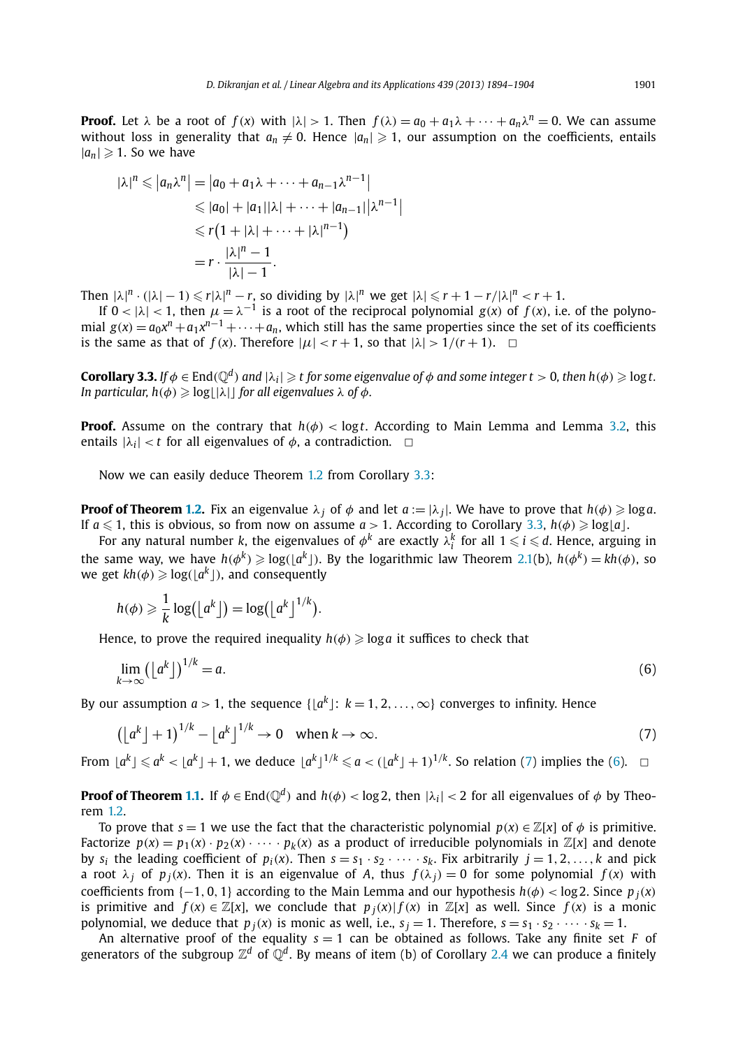**Proof.** Let $\lambda$ be a root of $f(x)$ with $|\lambda| > 1$. Then $f(\lambda) = a_0 + a_1\lambda + \cdots + a_n\lambda^n = 0$. We can assume without loss in generality that $a_n \neq 0$. Hence $|a_n| \geqslant 1$, our assumption on the coefficients, entails $|a_n| \geqslant 1$. So we have

$$
\begin{aligned}
|\lambda|^n \leqslant |a_n\lambda^n| &= |a_0 + a_1\lambda + \cdots + a_{n-1}\lambda^{n-1}| \\
&\leqslant |a_0| + |a_1||\lambda| + \cdots + |a_{n-1}||\lambda^{n-1}| \\
&\leqslant r(1 + |\lambda| + \cdots + |\lambda|^{n-1}) \\
&= r \cdot \frac{|\lambda|^n - 1}{|\lambda| - 1}.
\end{aligned}
$$

Then $|\lambda|^n \cdot (|\lambda| - 1) \leqslant r|\lambda|^n - r$, so dividing by $|\lambda|^n$ we get $|\lambda| \leqslant r + 1 - r/|\lambda|^n < r + 1$.

If $0 < |\lambda| < 1$, then $\mu = \lambda^{-1}$ is a root of the reciprocal polynomial $g(x)$ of $f(x)$, i.e. of the polynomial $g(x) = a_0x^n + a_1x^{n-1} + \cdots + a_n$, which still has the same properties since the set of its coefficients is the same as that of $f(x)$. Therefore $|\mu| < r + 1$, so that $|\lambda| > 1/(r + 1)$. $\square$

**Corollary 3.3.** *If $\phi \in \mathrm{End}(\mathbb{Q}^d)$ and $|\lambda_i| \geqslant t$ for some eigenvalue of $\phi$ and some integer $t > 0$, then $h(\phi) \geqslant \log t$. In particular, $h(\phi) \geqslant \log\lfloor|\lambda|\rfloor$ for all eigenvalues $\lambda$ of $\phi$.*

**Proof.** Assume on the contrary that $h(\phi) < \log t$. According to Main Lemma and Lemma 3.2, this entails $|\lambda_i| < t$ for all eigenvalues of $\phi$, a contradiction. $\square$

Now we can easily deduce Theorem 1.2 from Corollary 3.3:

**Proof of Theorem 1.2.** Fix an eigenvalue $\lambda_j$ of $\phi$ and let $a := |\lambda_j|$. We have to prove that $h(\phi) \geqslant \log a$. If $a \leqslant 1$, this is obvious, so from now on assume $a > 1$. According to Corollary 3.3, $h(\phi) \geqslant \log\lfloor a \rfloor$.

For any natural number $k$, the eigenvalues of $\phi^k$ are exactly $\lambda_i^k$ for all $1 \leqslant i \leqslant d$. Hence, arguing in the same way, we have $h(\phi^k) \geqslant \log(\lfloor a^k \rfloor)$. By the logarithmic law Theorem 2.1(b), $h(\phi^k) = kh(\phi)$, so we get $kh(\phi) \geqslant \log(\lfloor a^k \rfloor)$, and consequently

$$
h(\phi) \geqslant \frac{1}{k}\log(\lfloor a^k \rfloor) = \log(\lfloor a^k \rfloor^{1/k}).
$$

Hence, to prove the required inequality $h(\phi) \geqslant \log a$ it suffices to check that

$$
\lim_{k\to\infty}(\lfloor a^k \rfloor)^{1/k} = a. \tag{6}
$$

By our assumption $a > 1$, the sequence $\{\lfloor a^k \rfloor \colon k = 1, 2, \ldots, \infty\}$ converges to infinity. Hence

$$
(\lfloor a^k \rfloor + 1)^{1/k} - \lfloor a^k \rfloor^{1/k} \to 0 \quad \text{when } k \to \infty. \tag{7}
$$

From $\lfloor a^k \rfloor \leqslant a^k < \lfloor a^k \rfloor + 1$, we deduce $\lfloor a^k \rfloor^{1/k} \leqslant a < (\lfloor a^k \rfloor + 1)^{1/k}$. So relation (7) implies the (6). $\square$

**Proof of Theorem 1.1.** If $\phi \in \mathrm{End}(\mathbb{Q}^d)$ and $h(\phi) < \log 2$, then $|\lambda_i| < 2$ for all eigenvalues of $\phi$ by Theorem 1.2.

To prove that $s = 1$ we use the fact that the characteristic polynomial $p(x) \in \mathbb{Z}[x]$ of $\phi$ is primitive. Factorize $p(x) = p_1(x) \cdot p_2(x) \cdot \cdots \cdot p_k(x)$ as a product of irreducible polynomials in $\mathbb{Z}[x]$ and denote by $s_i$ the leading coefficient of $p_i(x)$. Then $s = s_1 \cdot s_2 \cdot \cdots \cdot s_k$. Fix arbitrarily $j = 1, 2, \ldots, k$ and pick a root $\lambda_j$ of $p_j(x)$. Then it is an eigenvalue of $A$, thus $f(\lambda_j) = 0$ for some polynomial $f(x)$ with coefficients from $\{-1, 0, 1\}$ according to the Main Lemma and our hypothesis $h(\phi) < \log 2$. Since $p_j(x)$ is primitive and $f(x) \in \mathbb{Z}[x]$, we conclude that $p_j(x) | f(x)$ in $\mathbb{Z}[x]$ as well. Since $f(x)$ is a monic polynomial, we deduce that $p_j(x)$ is monic as well, i.e., $s_j = 1$. Therefore, $s = s_1 \cdot s_2 \cdot \cdots \cdot s_k = 1$.

An alternative proof of the equality $s = 1$ can be obtained as follows. Take any finite set $F$ of generators of the subgroup $\mathbb{Z}^d$ of $\mathbb{Q}^d$. By means of item (b) of Corollary 2.4 we can produce a finitely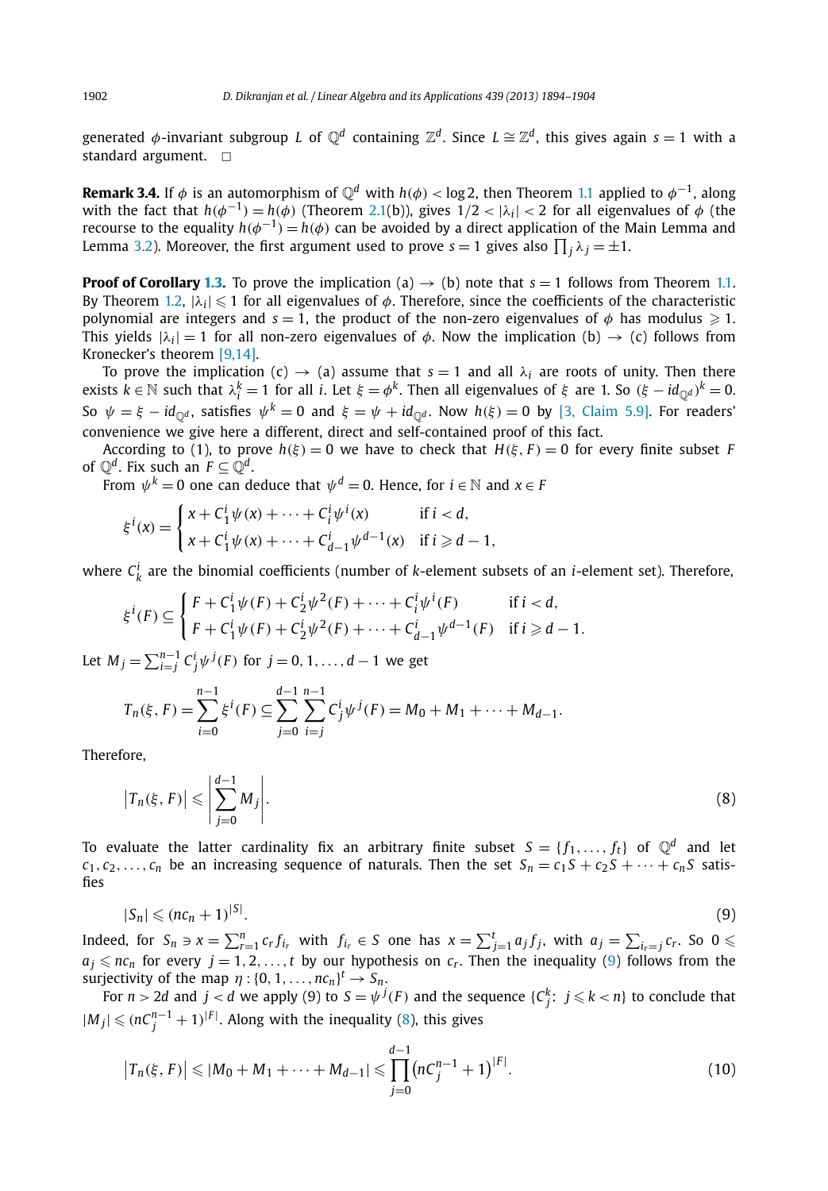generated $\phi$-invariant subgroup $L$ of $\mathbb{Q}^d$ containing $\mathbb{Z}^d$. Since $L \cong \mathbb{Z}^d$, this gives again $s = 1$ with a standard argument. □

**Remark 3.4.** If $\phi$ is an automorphism of $\mathbb{Q}^d$ with $h(\phi) < \log 2$, then Theorem 1.1 applied to $\phi^{-1}$, along with the fact that $h(\phi^{-1}) = h(\phi)$ (Theorem 2.1(b)), gives $1/2 < |\lambda_i| < 2$ for all eigenvalues of $\phi$ (the recourse to the equality $h(\phi^{-1}) = h(\phi)$ can be avoided by a direct application of the Main Lemma and Lemma 3.2). Moreover, the first argument used to prove $s = 1$ gives also $\prod_j \lambda_j = \pm 1$.

**Proof of Corollary 1.3.** To prove the implication (a) → (b) note that $s = 1$ follows from Theorem 1.1. By Theorem 1.2, $|\lambda_i| \leqslant 1$ for all eigenvalues of $\phi$. Therefore, since the coefficients of the characteristic polynomial are integers and $s = 1$, the product of the non-zero eigenvalues of $\phi$ has modulus $\geqslant 1$. This yields $|\lambda_i| = 1$ for all non-zero eigenvalues of $\phi$. Now the implication (b) → (c) follows from Kronecker's theorem [9,14].

To prove the implication (c) → (a) assume that $s = 1$ and all $\lambda_i$ are roots of unity. Then there exists $k \in \mathbb{N}$ such that $\lambda_i^k = 1$ for all $i$. Let $\xi = \phi^k$. Then all eigenvalues of $\xi$ are 1. So $(\xi - id_{\mathbb{Q}^d})^k = 0$. So $\psi = \xi - id_{\mathbb{Q}^d}$, satisfies $\psi^k = 0$ and $\xi = \psi + id_{\mathbb{Q}^d}$. Now $h(\xi) = 0$ by [3, Claim 5.9]. For readers' convenience we give here a different, direct and self-contained proof of this fact.

According to (1), to prove $h(\xi) = 0$ we have to check that $H(\xi, F) = 0$ for every finite subset $F$ of $\mathbb{Q}^d$. Fix such an $F \subseteq \mathbb{Q}^d$.

From $\psi^k = 0$ one can deduce that $\psi^d = 0$. Hence, for $i \in \mathbb{N}$ and $x \in F$

$$\xi^i(x) = \begin{cases} x + C_1^i \psi(x) + \cdots + C_i^i \psi^i(x) & \text{if } i < d, \\ x + C_1^i \psi(x) + \cdots + C_{d-1}^i \psi^{d-1}(x) & \text{if } i \geqslant d - 1, \end{cases}$$

where $C_k^i$ are the binomial coefficients (number of $k$-element subsets of an $i$-element set). Therefore,

$$\xi^i(F) \subseteq \begin{cases} F + C_1^i \psi(F) + C_2^i \psi^2(F) + \cdots + C_i^i \psi^i(F) & \text{if } i < d, \\ F + C_1^i \psi(F) + C_2^i \psi^2(F) + \cdots + C_{d-1}^i \psi^{d-1}(F) & \text{if } i \geqslant d - 1. \end{cases}$$

Let $M_j = \sum_{i=j}^{n-1} C_j^i \psi^j(F)$ for $j = 0, 1, \ldots, d-1$ we get

$$T_n(\xi, F) = \sum_{i=0}^{n-1} \xi^i(F) \subseteq \sum_{j=0}^{d-1} \sum_{i=j}^{n-1} C_j^i \psi^j(F) = M_0 + M_1 + \cdots + M_{d-1}.$$

Therefore,

$$\left|T_n(\xi, F)\right| \leqslant \left|\sum_{j=0}^{d-1} M_j\right|. \tag{8}$$

To evaluate the latter cardinality fix an arbitrary finite subset $S = \{f_1, \ldots, f_t\}$ of $\mathbb{Q}^d$ and let $c_1, c_2, \ldots, c_n$ be an increasing sequence of naturals. Then the set $S_n = c_1 S + c_2 S + \cdots + c_n S$ satisfies

$$|S_n| \leqslant (nc_n + 1)^{|S|}. \tag{9}$$

Indeed, for $S_n \ni x = \sum_{r=1}^n c_r f_{i_r}$ with $f_{i_r} \in S$ one has $x = \sum_{j=1}^t a_j f_j$, with $a_j = \sum_{i_r = j} c_r$. So $0 \leqslant a_j \leqslant nc_n$ for every $j = 1, 2, \ldots, t$ by our hypothesis on $c_r$. Then the inequality (9) follows from the surjectivity of the map $\eta : \{0, 1, \ldots, nc_n\}^t \to S_n$.

For $n > 2d$ and $j < d$ we apply (9) to $S = \psi^j(F)$ and the sequence $\{C_j^k \colon j \leqslant k < n\}$ to conclude that $|M_j| \leqslant (nC_j^{n-1} + 1)^{|F|}$. Along with the inequality (8), this gives

$$\left|T_n(\xi, F)\right| \leqslant |M_0 + M_1 + \cdots + M_{d-1}| \leqslant \prod_{j=0}^{d-1} \left(nC_j^{n-1} + 1\right)^{|F|}. \tag{10}$$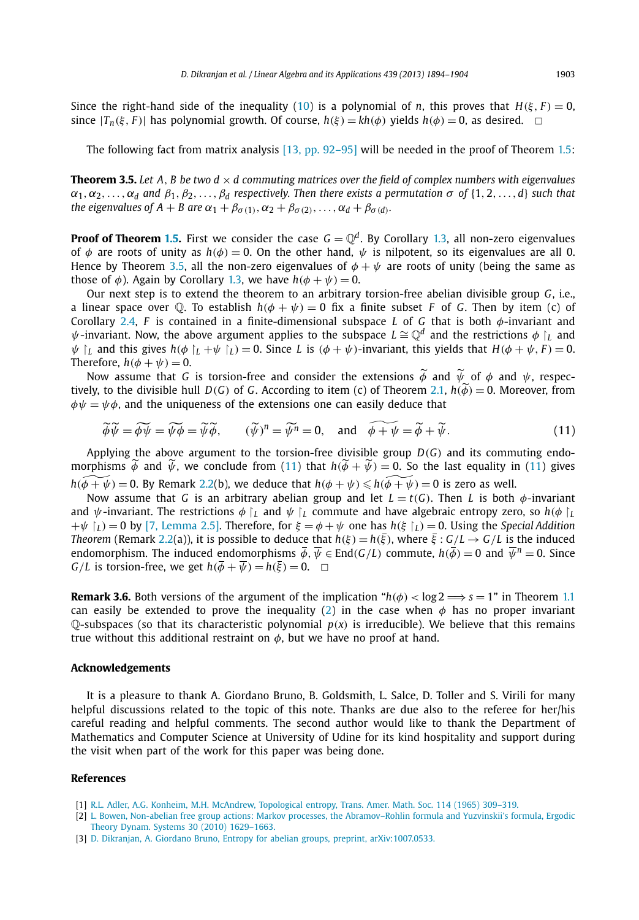Since the right-hand side of the inequality (10) is a polynomial of $n$, this proves that $H(\xi, F) = 0$, since $|T_n(\xi, F)|$ has polynomial growth. Of course, $h(\xi) = kh(\phi)$ yields $h(\phi) = 0$, as desired. $\square$

The following fact from matrix analysis [13, pp. 92–95] will be needed in the proof of Theorem 1.5:

**Theorem 3.5.** *Let $A$, $B$ be two $d \times d$ commuting matrices over the field of complex numbers with eigenvalues $\alpha_1, \alpha_2, \ldots, \alpha_d$ and $\beta_1, \beta_2, \ldots, \beta_d$ respectively. Then there exists a permutation $\sigma$ of $\{1, 2, \ldots, d\}$ such that the eigenvalues of $A + B$ are $\alpha_1 + \beta_{\sigma(1)}, \alpha_2 + \beta_{\sigma(2)}, \ldots, \alpha_d + \beta_{\sigma(d)}$.*

**Proof of Theorem 1.5.** First we consider the case $G = \mathbb{Q}^d$. By Corollary 1.3, all non-zero eigenvalues of $\phi$ are roots of unity as $h(\phi) = 0$. On the other hand, $\psi$ is nilpotent, so its eigenvalues are all 0. Hence by Theorem 3.5, all the non-zero eigenvalues of $\phi + \psi$ are roots of unity (being the same as those of $\phi$). Again by Corollary 1.3, we have $h(\phi + \psi) = 0$.

Our next step is to extend the theorem to an arbitrary torsion-free abelian divisible group $G$, i.e., a linear space over $\mathbb{Q}$. To establish $h(\phi + \psi) = 0$ fix a finite subset $F$ of $G$. Then by item (c) of Corollary 2.4, $F$ is contained in a finite-dimensional subspace $L$ of $G$ that is both $\phi$-invariant and $\psi$-invariant. Now, the above argument applies to the subspace $L \cong \mathbb{Q}^d$ and the restrictions $\phi \restriction_L$ and $\psi \restriction_L$ and this gives $h(\phi \restriction_L + \psi \restriction_L) = 0$. Since $L$ is $(\phi + \psi)$-invariant, this yields that $H(\phi + \psi, F) = 0$. Therefore, $h(\phi + \psi) = 0$.

Now assume that $G$ is torsion-free and consider the extensions $\widetilde{\phi}$ and $\widetilde{\psi}$ of $\phi$ and $\psi$, respectively, to the divisible hull $D(G)$ of $G$. According to item (c) of Theorem 2.1, $h(\widetilde{\phi}) = 0$. Moreover, from $\phi\psi = \psi\phi$, and the uniqueness of the extensions one can easily deduce that

$$\widetilde{\phi}\widetilde{\psi} = \widetilde{\phi\psi} = \widetilde{\psi\phi} = \widetilde{\psi}\widetilde{\phi}, \qquad (\widetilde{\psi})^n = \widetilde{\psi^n} = 0, \quad \text{and} \quad \widetilde{\phi + \psi} = \widetilde{\phi} + \widetilde{\psi}. \tag{11}$$

Applying the above argument to the torsion-free divisible group $D(G)$ and its commuting endomorphisms $\widetilde{\phi}$ and $\widetilde{\psi}$, we conclude from (11) that $h(\widetilde{\phi} + \widetilde{\psi}) = 0$. So the last equality in (11) gives $h(\widetilde{\phi + \psi}) = 0$. By Remark 2.2(b), we deduce that $h(\phi + \psi) \leqslant h(\widetilde{\phi + \psi}) = 0$ is zero as well.

Now assume that $G$ is an arbitrary abelian group and let $L = t(G)$. Then $L$ is both $\phi$-invariant and $\psi$-invariant. The restrictions $\phi \restriction_L$ and $\psi \restriction_L$ commute and have algebraic entropy zero, so $h(\phi \restriction_L + \psi \restriction_L) = 0$ by [7, Lemma 2.5]. Therefore, for $\xi = \phi + \psi$ one has $h(\xi \restriction_L) = 0$. Using the *Special Addition Theorem* (Remark 2.2(a)), it is possible to deduce that $h(\xi) = h(\bar{\xi})$, where $\bar{\xi} : G/L \to G/L$ is the induced endomorphism. The induced endomorphisms $\bar{\phi}, \bar{\psi} \in \mathrm{End}(G/L)$ commute, $h(\bar{\phi}) = 0$ and $\bar{\psi}^n = 0$. Since $G/L$ is torsion-free, we get $h(\bar{\phi} + \bar{\psi}) = h(\bar{\xi}) = 0$. $\square$

**Remark 3.6.** Both versions of the argument of the implication "$h(\phi) < \log 2 \Longrightarrow s = 1$" in Theorem 1.1 can easily be extended to prove the inequality (2) in the case when $\phi$ has no proper invariant $\mathbb{Q}$-subspaces (so that its characteristic polynomial $p(x)$ is irreducible). We believe that this remains true without this additional restraint on $\phi$, but we have no proof at hand.

## Acknowledgements

It is a pleasure to thank A. Giordano Bruno, B. Goldsmith, L. Salce, D. Toller and S. Virili for many helpful discussions related to the topic of this note. Thanks are due also to the referee for her/his careful reading and helpful comments. The second author would like to thank the Department of Mathematics and Computer Science at University of Udine for its kind hospitality and support during the visit when part of the work for this paper was being done.

## References

[1] R.L. Adler, A.G. Konheim, M.H. McAndrew, Topological entropy, Trans. Amer. Math. Soc. 114 (1965) 309–319.

[2] L. Bowen, Non-abelian free group actions: Markov processes, the Abramov–Rohlin formula and Yuzvinskii's formula, Ergodic Theory Dynam. Systems 30 (2010) 1629–1663.

[3] D. Dikranjan, A. Giordano Bruno, Entropy for abelian groups, preprint, arXiv:1007.0533.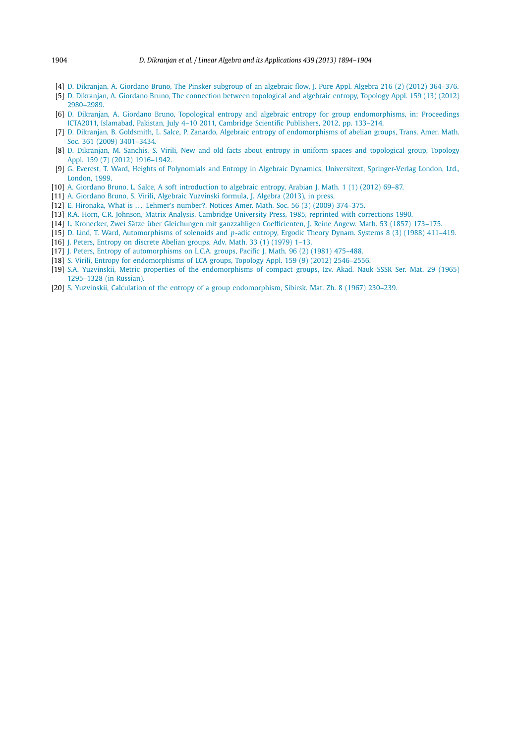[4] D. Dikranjan, A. Giordano Bruno, The Pinsker subgroup of an algebraic flow, J. Pure Appl. Algebra 216 (2) (2012) 364–376.
[5] D. Dikranjan, A. Giordano Bruno, The connection between topological and algebraic entropy, Topology Appl. 159 (13) (2012) 2980–2989.
[6] D. Dikranjan, A. Giordano Bruno, Topological entropy and algebraic entropy for group endomorphisms, in: Proceedings ICTA2011, Islamabad, Pakistan, July 4–10 2011, Cambridge Scientific Publishers, 2012, pp. 133–214.
[7] D. Dikranjan, B. Goldsmith, L. Salce, P. Zanardo, Algebraic entropy of endomorphisms of abelian groups, Trans. Amer. Math. Soc. 361 (2009) 3401–3434.
[8] D. Dikranjan, M. Sanchis, S. Virili, New and old facts about entropy in uniform spaces and topological group, Topology Appl. 159 (7) (2012) 1916–1942.
[9] G. Everest, T. Ward, Heights of Polynomials and Entropy in Algebraic Dynamics, Universitext, Springer-Verlag London, Ltd., London, 1999.
[10] A. Giordano Bruno, L. Salce, A soft introduction to algebraic entropy, Arabian J. Math. 1 (1) (2012) 69–87.
[11] A. Giordano Bruno, S. Virili, Algebraic Yuzvinski formula, J. Algebra (2013), in press.
[12] E. Hironaka, What is … Lehmer's number?, Notices Amer. Math. Soc. 56 (3) (2009) 374–375.
[13] R.A. Horn, C.R. Johnson, Matrix Analysis, Cambridge University Press, 1985, reprinted with corrections 1990.
[14] L. Kronecker, Zwei Sätze über Gleichungen mit ganzzahligen Coefficienten, J. Reine Angew. Math. 53 (1857) 173–175.
[15] D. Lind, T. Ward, Automorphisms of solenoids and $p$-adic entropy, Ergodic Theory Dynam. Systems 8 (3) (1988) 411–419.
[16] J. Peters, Entropy on discrete Abelian groups, Adv. Math. 33 (1) (1979) 1–13.
[17] J. Peters, Entropy of automorphisms on L.C.A. groups, Pacific J. Math. 96 (2) (1981) 475–488.
[18] S. Virili, Entropy for endomorphisms of LCA groups, Topology Appl. 159 (9) (2012) 2546–2556.
[19] S.A. Yuzvinskii, Metric properties of the endomorphisms of compact groups, Izv. Akad. Nauk SSSR Ser. Mat. 29 (1965) 1295–1328 (in Russian).
[20] S. Yuzvinskii, Calculation of the entropy of a group endomorphism, Sibirsk. Mat. Zh. 8 (1967) 230–239.